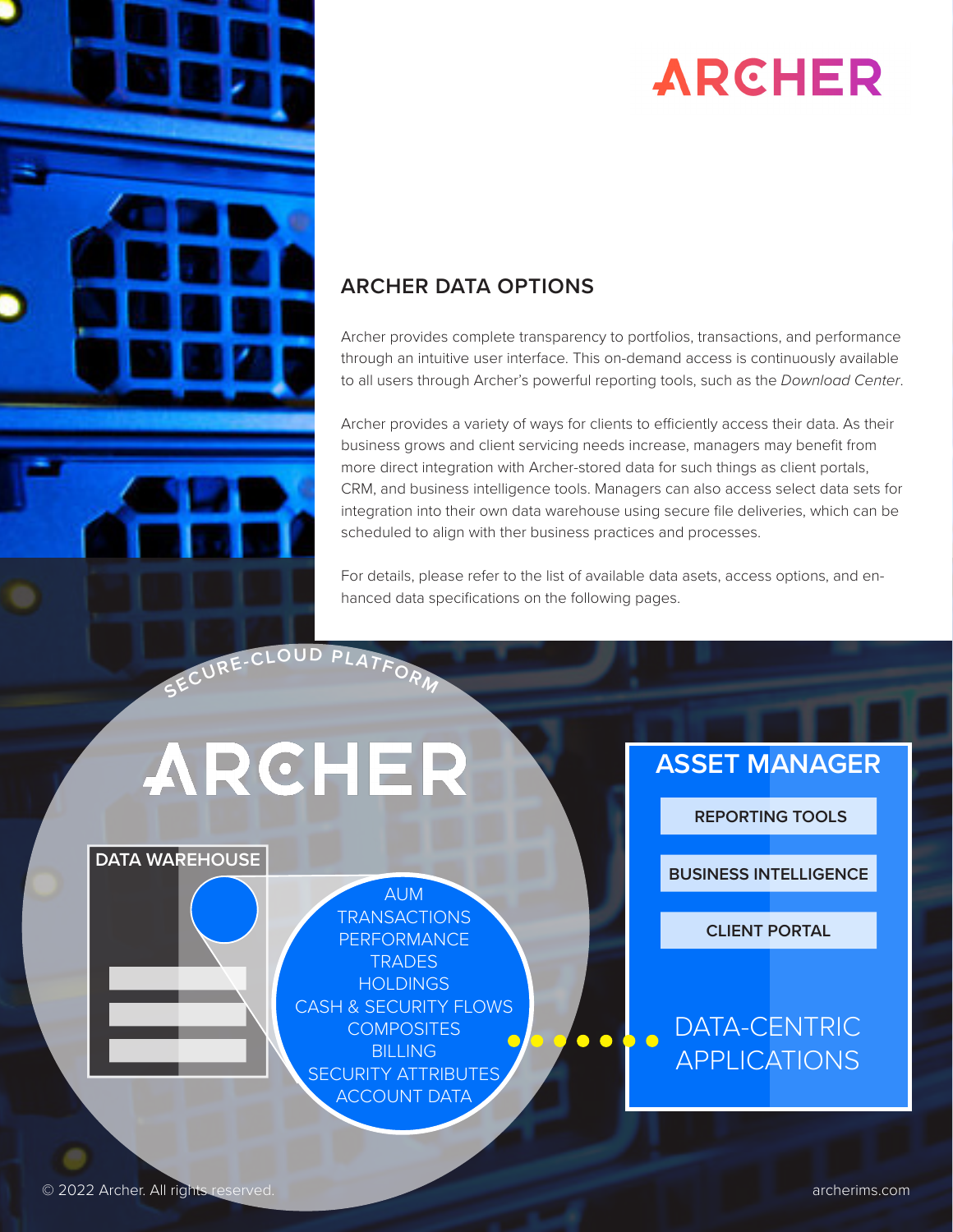ARCHER

## ARCHER DATA OPTIONS

Archer provides complete transparency to portfolios, transactions, and performance through an intuitive user interface. This on-demand access is continuously available to all users through Archer's powerful reporting tools, such as the *Download Center*.

Archer provides a variety of ways for clients to efficiently access their data. As their business grows and client servicing needs increase, managers may benefit from more direct integration with Archer-stored data for such things as client portals, CRM, and business intelligence tools. Managers can also access select data sets for integration into their own data warehouse using secure file deliveries, which can be scheduled to align with ther business practices and processes.

For details, please refer to the list of available data asets, access options, and enhanced data specifications on the following pages.

SECURE-CLOUD PLATFORM

ARCHER

DATA WAREHOUSE

- AUM
- TRANSACTIONS
- PERFORMANCE
- TRADES
- HOLDINGS
- CASH & SECURITY FLOWS
- COMPOSITES
- BILLING
- SECURITY ATTRIBUTES
- ACCOUNT DATA

ASSET MANAGER

- REPORTING TOOLS
- BUSINESS INTELLIGENCE
- CLIENT PORTAL

DATA-CENTRIC APPLICATIONS

© 2022 Archer. All rights reserved.

archerims.com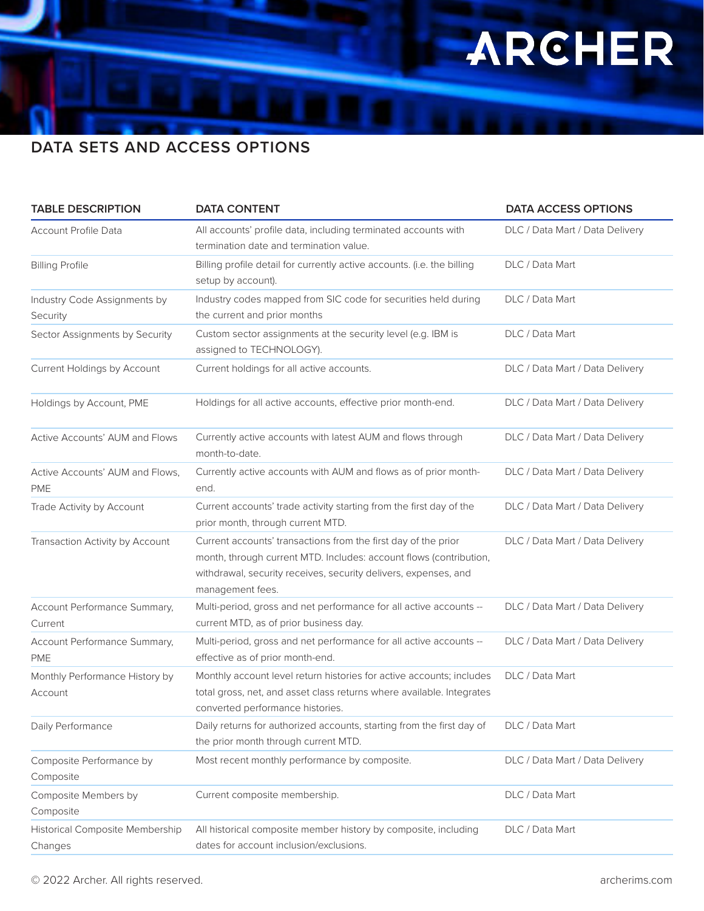## DATA SETS AND ACCESS OPTIONS

| TABLE DESCRIPTION | DATA CONTENT | DATA ACCESS OPTIONS |
|---|---|---|
| Account Profile Data | All accounts' profile data, including terminated accounts with termination date and termination value. | DLC / Data Mart / Data Delivery |
| Billing Profile | Billing profile detail for currently active accounts. (i.e. the billing setup by account). | DLC / Data Mart |
| Industry Code Assignments by Security | Industry codes mapped from SIC code for securities held during the current and prior months | DLC / Data Mart |
| Sector Assignments by Security | Custom sector assignments at the security level (e.g. IBM is assigned to TECHNOLOGY). | DLC / Data Mart |
| Current Holdings by Account | Current holdings for all active accounts. | DLC / Data Mart / Data Delivery |
| Holdings by Account, PME | Holdings for all active accounts, effective prior month-end. | DLC / Data Mart / Data Delivery |
| Active Accounts' AUM and Flows | Currently active accounts with latest AUM and flows through month-to-date. | DLC / Data Mart / Data Delivery |
| Active Accounts' AUM and Flows, PME | Currently active accounts with AUM and flows as of prior month-end. | DLC / Data Mart / Data Delivery |
| Trade Activity by Account | Current accounts' trade activity starting from the first day of the prior month, through current MTD. | DLC / Data Mart / Data Delivery |
| Transaction Activity by Account | Current accounts' transactions from the first day of the prior month, through current MTD. Includes: account flows (contribution, withdrawal, security receives, security delivers, expenses, and management fees. | DLC / Data Mart / Data Delivery |
| Account Performance Summary, Current | Multi-period, gross and net performance for all active accounts -- current MTD, as of prior business day. | DLC / Data Mart / Data Delivery |
| Account Performance Summary, PME | Multi-period, gross and net performance for all active accounts -- effective as of prior month-end. | DLC / Data Mart / Data Delivery |
| Monthly Performance History by Account | Monthly account level return histories for active accounts; includes total gross, net, and asset class returns where available. Integrates converted performance histories. | DLC / Data Mart |
| Daily Performance | Daily returns for authorized accounts, starting from the first day of the prior month through current MTD. | DLC / Data Mart |
| Composite Performance by Composite | Most recent monthly performance by composite. | DLC / Data Mart / Data Delivery |
| Composite Members by Composite | Current composite membership. | DLC / Data Mart |
| Historical Composite Membership Changes | All historical composite member history by composite, including dates for account inclusion/exclusions. | DLC / Data Mart |

© 2022 Archer. All rights reserved. archerims.com